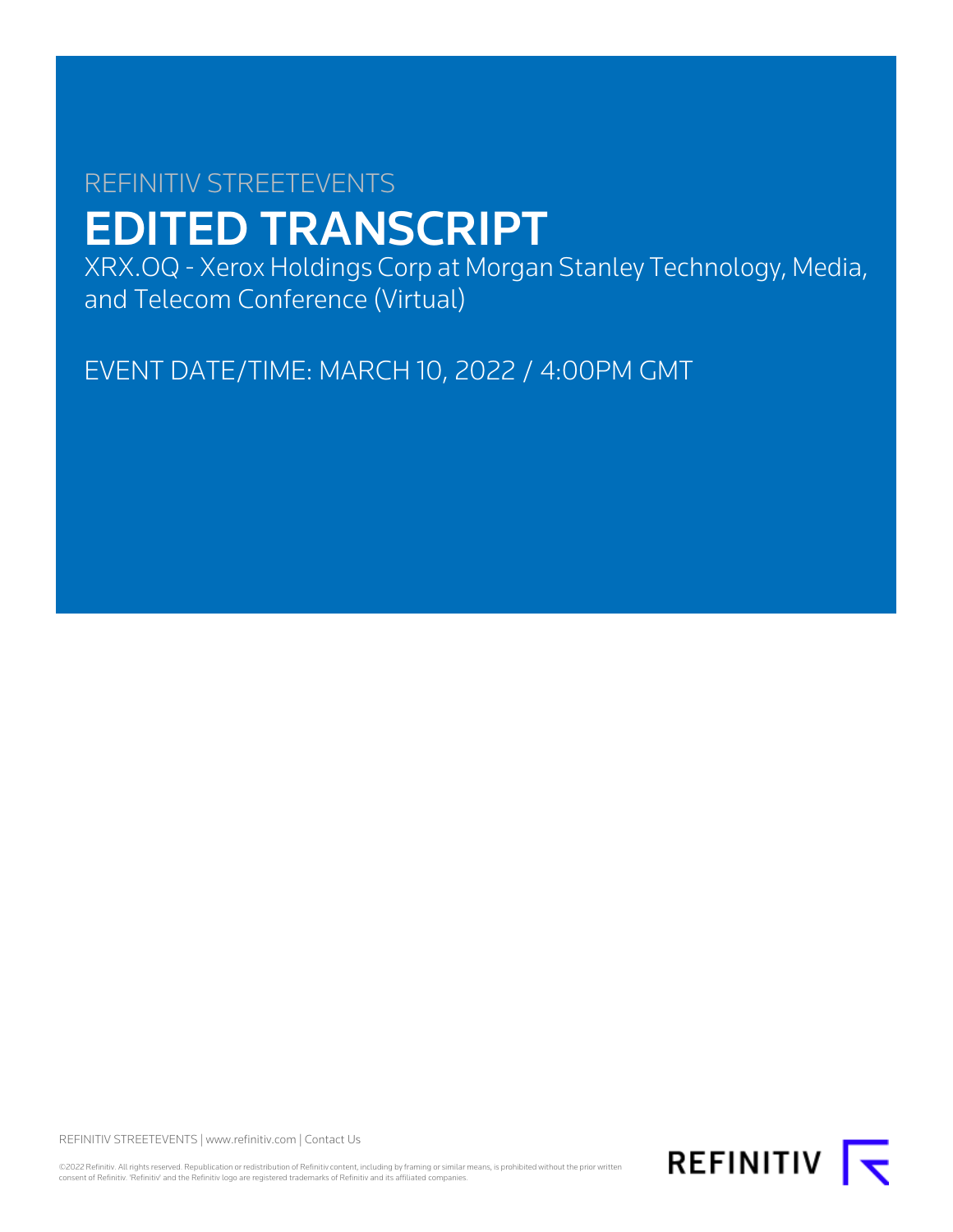REFINITIV STREETEVENTS

# EDITED TRANSCRIPT

XRX.OQ - Xerox Holdings Corp at Morgan Stanley Technology, Media, and Telecom Conference (Virtual)

EVENT DATE/TIME: MARCH 10, 2022 / 4:00PM GMT

REFINITIV STREETEVENTS | www.refinitiv.com | Contact Us

©2022 Refinitiv. All rights reserved. Republication or redistribution of Refinitiv content, including by framing or similar means, is prohibited without the prior written consent of Refinitiv. 'Refinitiv' and the Refinitiv logo are registered trademarks of Refinitiv and its affiliated companies.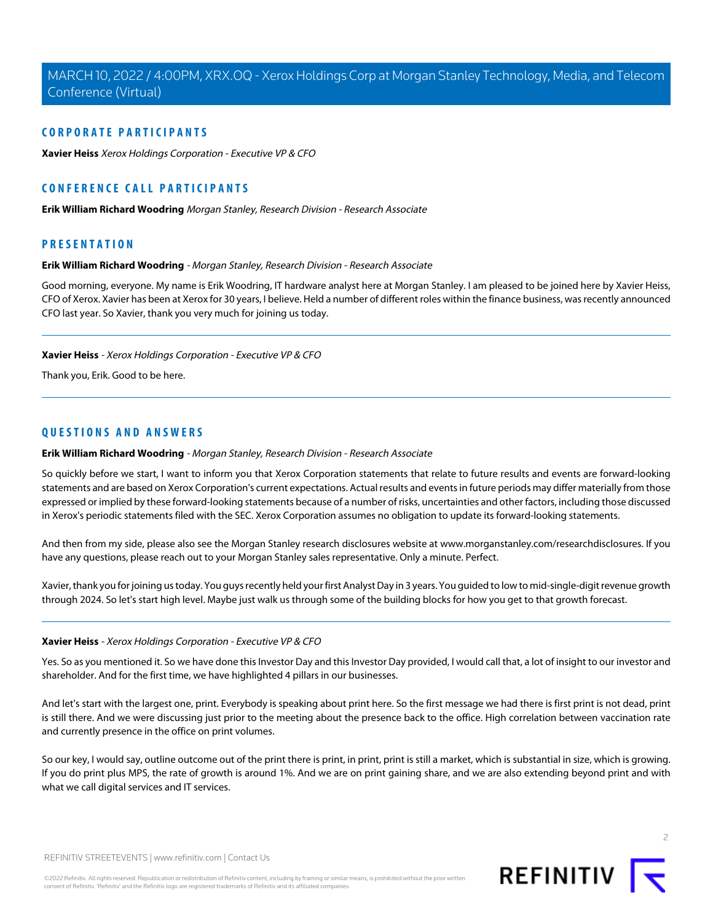## CORPORATE PARTICIPANTS

**Xavier Heiss** *Xerox Holdings Corporation - Executive VP & CFO*

## CONFERENCE CALL PARTICIPANTS

**Erik William Richard Woodring** *Morgan Stanley, Research Division - Research Associate*

## PRESENTATION

**Erik William Richard Woodring** - *Morgan Stanley, Research Division - Research Associate*

Good morning, everyone. My name is Erik Woodring, IT hardware analyst here at Morgan Stanley. I am pleased to be joined here by Xavier Heiss, CFO of Xerox. Xavier has been at Xerox for 30 years, I believe. Held a number of different roles within the finance business, was recently announced CFO last year. So Xavier, thank you very much for joining us today.

---

**Xavier Heiss** - *Xerox Holdings Corporation - Executive VP & CFO*

Thank you, Erik. Good to be here.

---

## QUESTIONS AND ANSWERS

**Erik William Richard Woodring** - *Morgan Stanley, Research Division - Research Associate*

So quickly before we start, I want to inform you that Xerox Corporation statements that relate to future results and events are forward-looking statements and are based on Xerox Corporation's current expectations. Actual results and events in future periods may differ materially from those expressed or implied by these forward-looking statements because of a number of risks, uncertainties and other factors, including those discussed in Xerox's periodic statements filed with the SEC. Xerox Corporation assumes no obligation to update its forward-looking statements.

And then from my side, please also see the Morgan Stanley research disclosures website at www.morganstanley.com/researchdisclosures. If you have any questions, please reach out to your Morgan Stanley sales representative. Only a minute. Perfect.

Xavier, thank you for joining us today. You guys recently held your first Analyst Day in 3 years. You guided to low to mid-single-digit revenue growth through 2024. So let's start high level. Maybe just walk us through some of the building blocks for how you get to that growth forecast.

---

**Xavier Heiss** - *Xerox Holdings Corporation - Executive VP & CFO*

Yes. So as you mentioned it. So we have done this Investor Day and this Investor Day provided, I would call that, a lot of insight to our investor and shareholder. And for the first time, we have highlighted 4 pillars in our businesses.

And let's start with the largest one, print. Everybody is speaking about print here. So the first message we had there is first print is not dead, print is still there. And we were discussing just prior to the meeting about the presence back to the office. High correlation between vaccination rate and currently presence in the office on print volumes.

So our key, I would say, outline outcome out of the print there is print, in print, print is still a market, which is substantial in size, which is growing. If you do print plus MPS, the rate of growth is around 1%. And we are on print gaining share, and we are also extending beyond print and with what we call digital services and IT services.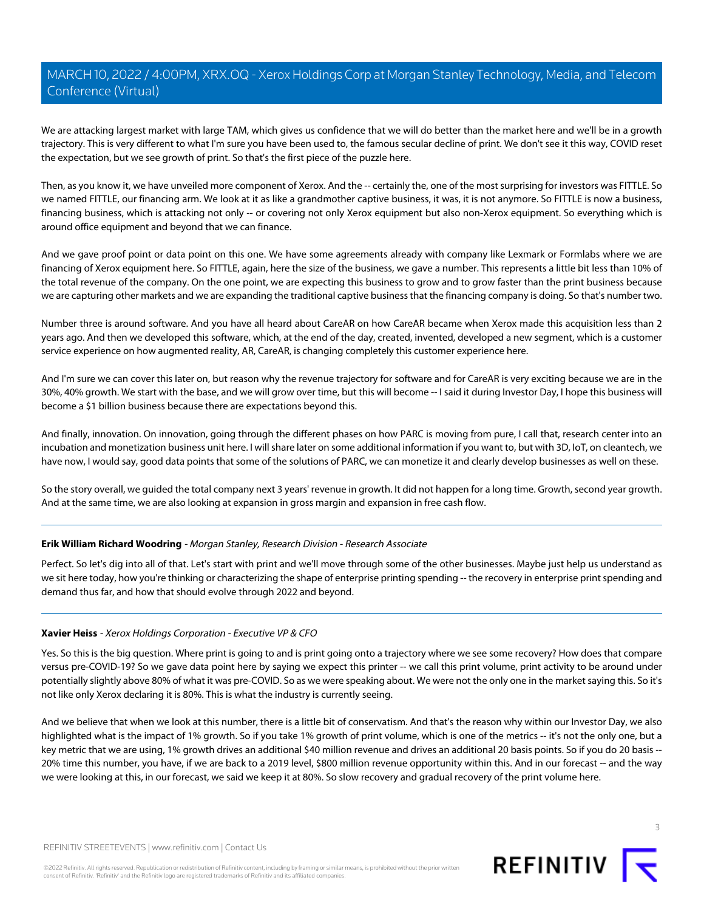We are attacking largest market with large TAM, which gives us confidence that we will do better than the market here and we'll be in a growth trajectory. This is very different to what I'm sure you have been used to, the famous secular decline of print. We don't see it this way, COVID reset the expectation, but we see growth of print. So that's the first piece of the puzzle here.

Then, as you know it, we have unveiled more component of Xerox. And the -- certainly the, one of the most surprising for investors was FITTLE. So we named FITTLE, our financing arm. We look at it as like a grandmother captive business, it was, it is not anymore. So FITTLE is now a business, financing business, which is attacking not only -- or covering not only Xerox equipment but also non-Xerox equipment. So everything which is around office equipment and beyond that we can finance.

And we gave proof point or data point on this one. We have some agreements already with company like Lexmark or Formlabs where we are financing of Xerox equipment here. So FITTLE, again, here the size of the business, we gave a number. This represents a little bit less than 10% of the total revenue of the company. On the one point, we are expecting this business to grow and to grow faster than the print business because we are capturing other markets and we are expanding the traditional captive business that the financing company is doing. So that's number two.

Number three is around software. And you have all heard about CareAR on how CareAR became when Xerox made this acquisition less than 2 years ago. And then we developed this software, which, at the end of the day, created, invented, developed a new segment, which is a customer service experience on how augmented reality, AR, CareAR, is changing completely this customer experience here.

And I'm sure we can cover this later on, but reason why the revenue trajectory for software and for CareAR is very exciting because we are in the 30%, 40% growth. We start with the base, and we will grow over time, but this will become -- I said it during Investor Day, I hope this business will become a $1 billion business because there are expectations beyond this.

And finally, innovation. On innovation, going through the different phases on how PARC is moving from pure, I call that, research center into an incubation and monetization business unit here. I will share later on some additional information if you want to, but with 3D, IoT, on cleantech, we have now, I would say, good data points that some of the solutions of PARC, we can monetize it and clearly develop businesses as well on these.

So the story overall, we guided the total company next 3 years' revenue in growth. It did not happen for a long time. Growth, second year growth. And at the same time, we are also looking at expansion in gross margin and expansion in free cash flow.

---

**Erik William Richard Woodring** - *Morgan Stanley, Research Division - Research Associate*

Perfect. So let's dig into all of that. Let's start with print and we'll move through some of the other businesses. Maybe just help us understand as we sit here today, how you're thinking or characterizing the shape of enterprise printing spending -- the recovery in enterprise print spending and demand thus far, and how that should evolve through 2022 and beyond.

---

**Xavier Heiss** - *Xerox Holdings Corporation - Executive VP & CFO*

Yes. So this is the big question. Where print is going to and is print going onto a trajectory where we see some recovery? How does that compare versus pre-COVID-19? So we gave data point here by saying we expect this printer -- we call this print volume, print activity to be around under potentially slightly above 80% of what it was pre-COVID. So as we were speaking about. We were not the only one in the market saying this. So it's not like only Xerox declaring it is 80%. This is what the industry is currently seeing.

And we believe that when we look at this number, there is a little bit of conservatism. And that's the reason why within our Investor Day, we also highlighted what is the impact of 1% growth. So if you take 1% growth of print volume, which is one of the metrics -- it's not the only one, but a key metric that we are using, 1% growth drives an additional $40 million revenue and drives an additional 20 basis points. So if you do 20 basis -- 20% time this number, you have, if we are back to a 2019 level, $800 million revenue opportunity within this. And in our forecast -- and the way we were looking at this, in our forecast, we said we keep it at 80%. So slow recovery and gradual recovery of the print volume here.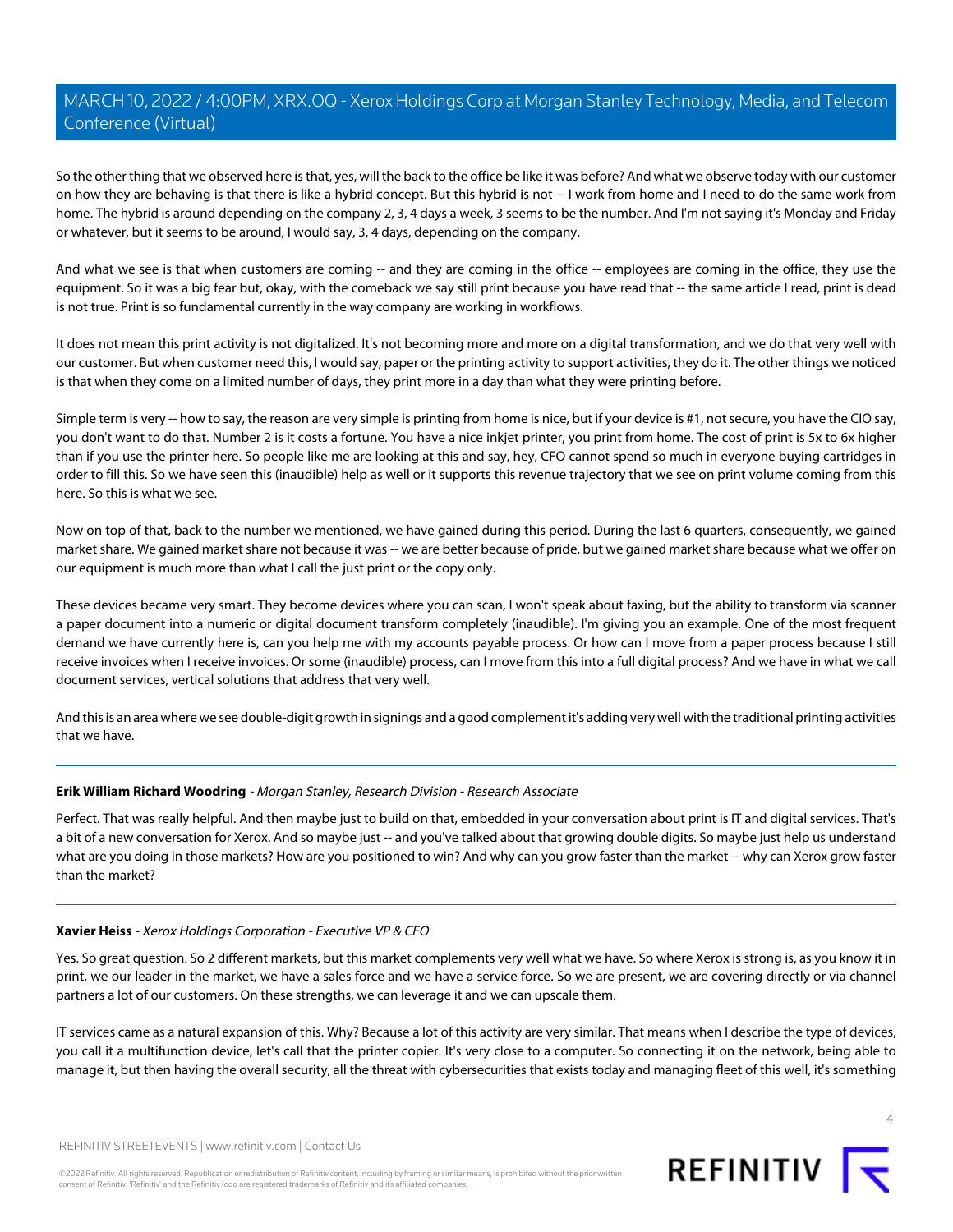So the other thing that we observed here is that, yes, will the back to the office be like it was before? And what we observe today with our customer on how they are behaving is that there is like a hybrid concept. But this hybrid is not -- I work from home and I need to do the same work from home. The hybrid is around depending on the company 2, 3, 4 days a week, 3 seems to be the number. And I'm not saying it's Monday and Friday or whatever, but it seems to be around, I would say, 3, 4 days, depending on the company.

And what we see is that when customers are coming -- and they are coming in the office -- employees are coming in the office, they use the equipment. So it was a big fear but, okay, with the comeback we say still print because you have read that -- the same article I read, print is dead is not true. Print is so fundamental currently in the way company are working in workflows.

It does not mean this print activity is not digitalized. It's not becoming more and more on a digital transformation, and we do that very well with our customer. But when customer need this, I would say, paper or the printing activity to support activities, they do it. The other things we noticed is that when they come on a limited number of days, they print more in a day than what they were printing before.

Simple term is very -- how to say, the reason are very simple is printing from home is nice, but if your device is #1, not secure, you have the CIO say, you don't want to do that. Number 2 is it costs a fortune. You have a nice inkjet printer, you print from home. The cost of print is 5x to 6x higher than if you use the printer here. So people like me are looking at this and say, hey, CFO cannot spend so much in everyone buying cartridges in order to fill this. So we have seen this (inaudible) help as well or it supports this revenue trajectory that we see on print volume coming from this here. So this is what we see.

Now on top of that, back to the number we mentioned, we have gained during this period. During the last 6 quarters, consequently, we gained market share. We gained market share not because it was -- we are better because of pride, but we gained market share because what we offer on our equipment is much more than what I call the just print or the copy only.

These devices became very smart. They become devices where you can scan, I won't speak about faxing, but the ability to transform via scanner a paper document into a numeric or digital document transform completely (inaudible). I'm giving you an example. One of the most frequent demand we have currently here is, can you help me with my accounts payable process. Or how can I move from a paper process because I still receive invoices when I receive invoices. Or some (inaudible) process, can I move from this into a full digital process? And we have in what we call document services, vertical solutions that address that very well.

And this is an area where we see double-digit growth in signings and a good complement it's adding very well with the traditional printing activities that we have.

---

**Erik William Richard Woodring** - *Morgan Stanley, Research Division - Research Associate*

Perfect. That was really helpful. And then maybe just to build on that, embedded in your conversation about print is IT and digital services. That's a bit of a new conversation for Xerox. And so maybe just -- and you've talked about that growing double digits. So maybe just help us understand what are you doing in those markets? How are you positioned to win? And why can you grow faster than the market -- why can Xerox grow faster than the market?

---

**Xavier Heiss** - *Xerox Holdings Corporation - Executive VP & CFO*

Yes. So great question. So 2 different markets, but this market complements very well what we have. So where Xerox is strong is, as you know it in print, we our leader in the market, we have a sales force and we have a service force. So we are present, we are covering directly or via channel partners a lot of our customers. On these strengths, we can leverage it and we can upscale them.

IT services came as a natural expansion of this. Why? Because a lot of this activity are very similar. That means when I describe the type of devices, you call it a multifunction device, let's call that the printer copier. It's very close to a computer. So connecting it on the network, being able to manage it, but then having the overall security, all the threat with cybersecurities that exists today and managing fleet of this well, it's something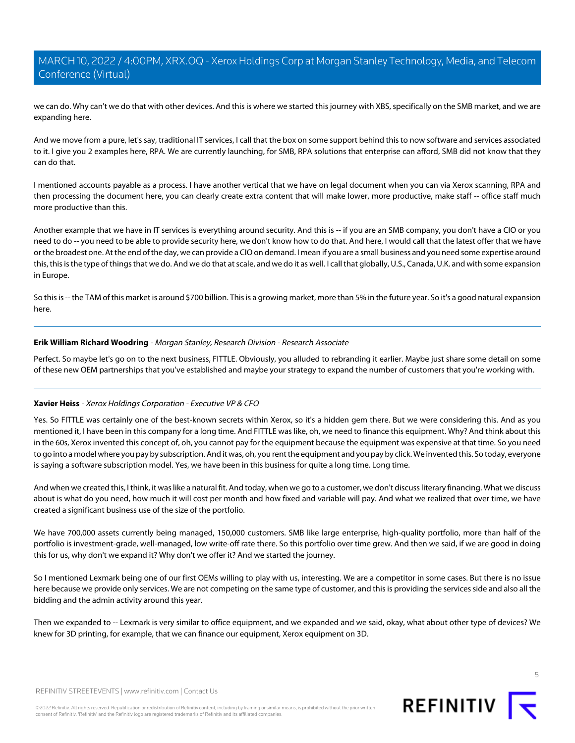we can do. Why can't we do that with other devices. And this is where we started this journey with XBS, specifically on the SMB market, and we are expanding here.

And we move from a pure, let's say, traditional IT services, I call that the box on some support behind this to now software and services associated to it. I give you 2 examples here, RPA. We are currently launching, for SMB, RPA solutions that enterprise can afford, SMB did not know that they can do that.

I mentioned accounts payable as a process. I have another vertical that we have on legal document when you can via Xerox scanning, RPA and then processing the document here, you can clearly create extra content that will make lower, more productive, make staff -- office staff much more productive than this.

Another example that we have in IT services is everything around security. And this is -- if you are an SMB company, you don't have a CIO or you need to do -- you need to be able to provide security here, we don't know how to do that. And here, I would call that the latest offer that we have or the broadest one. At the end of the day, we can provide a CIO on demand. I mean if you are a small business and you need some expertise around this, this is the type of things that we do. And we do that at scale, and we do it as well. I call that globally, U.S., Canada, U.K. and with some expansion in Europe.

So this is -- the TAM of this market is around $700 billion. This is a growing market, more than 5% in the future year. So it's a good natural expansion here.

---

**Erik William Richard Woodring** - *Morgan Stanley, Research Division - Research Associate*

Perfect. So maybe let's go on to the next business, FITTLE. Obviously, you alluded to rebranding it earlier. Maybe just share some detail on some of these new OEM partnerships that you've established and maybe your strategy to expand the number of customers that you're working with.

---

**Xavier Heiss** - *Xerox Holdings Corporation - Executive VP & CFO*

Yes. So FITTLE was certainly one of the best-known secrets within Xerox, so it's a hidden gem there. But we were considering this. And as you mentioned it, I have been in this company for a long time. And FITTLE was like, oh, we need to finance this equipment. Why? And think about this in the 60s, Xerox invented this concept of, oh, you cannot pay for the equipment because the equipment was expensive at that time. So you need to go into a model where you pay by subscription. And it was, oh, you rent the equipment and you pay by click. We invented this. So today, everyone is saying a software subscription model. Yes, we have been in this business for quite a long time. Long time.

And when we created this, I think, it was like a natural fit. And today, when we go to a customer, we don't discuss literary financing. What we discuss about is what do you need, how much it will cost per month and how fixed and variable will pay. And what we realized that over time, we have created a significant business use of the size of the portfolio.

We have 700,000 assets currently being managed, 150,000 customers. SMB like large enterprise, high-quality portfolio, more than half of the portfolio is investment-grade, well-managed, low write-off rate there. So this portfolio over time grew. And then we said, if we are good in doing this for us, why don't we expand it? Why don't we offer it? And we started the journey.

So I mentioned Lexmark being one of our first OEMs willing to play with us, interesting. We are a competitor in some cases. But there is no issue here because we provide only services. We are not competing on the same type of customer, and this is providing the services side and also all the bidding and the admin activity around this year.

Then we expanded to -- Lexmark is very similar to office equipment, and we expanded and we said, okay, what about other type of devices? We knew for 3D printing, for example, that we can finance our equipment, Xerox equipment on 3D.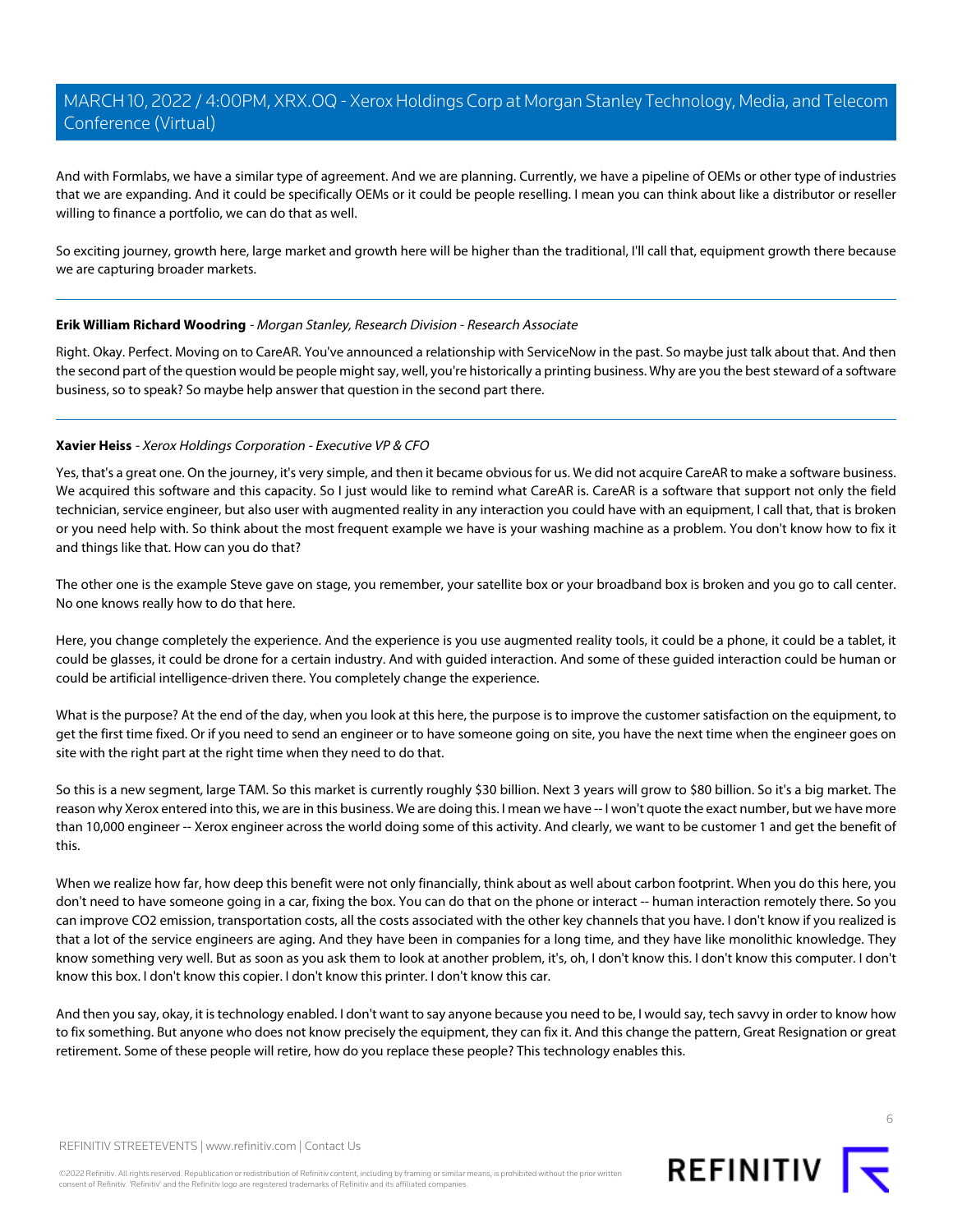And with Formlabs, we have a similar type of agreement. And we are planning. Currently, we have a pipeline of OEMs or other type of industries that we are expanding. And it could be specifically OEMs or it could be people reselling. I mean you can think about like a distributor or reseller willing to finance a portfolio, we can do that as well.

So exciting journey, growth here, large market and growth here will be higher than the traditional, I'll call that, equipment growth there because we are capturing broader markets.

---

**Erik William Richard Woodring** - *Morgan Stanley, Research Division - Research Associate*

Right. Okay. Perfect. Moving on to CareAR. You've announced a relationship with ServiceNow in the past. So maybe just talk about that. And then the second part of the question would be people might say, well, you're historically a printing business. Why are you the best steward of a software business, so to speak? So maybe help answer that question in the second part there.

---

**Xavier Heiss** - *Xerox Holdings Corporation - Executive VP & CFO*

Yes, that's a great one. On the journey, it's very simple, and then it became obvious for us. We did not acquire CareAR to make a software business. We acquired this software and this capacity. So I just would like to remind what CareAR is. CareAR is a software that support not only the field technician, service engineer, but also user with augmented reality in any interaction you could have with an equipment, I call that, that is broken or you need help with. So think about the most frequent example we have is your washing machine as a problem. You don't know how to fix it and things like that. How can you do that?

The other one is the example Steve gave on stage, you remember, your satellite box or your broadband box is broken and you go to call center. No one knows really how to do that here.

Here, you change completely the experience. And the experience is you use augmented reality tools, it could be a phone, it could be a tablet, it could be glasses, it could be drone for a certain industry. And with guided interaction. And some of these guided interaction could be human or could be artificial intelligence-driven there. You completely change the experience.

What is the purpose? At the end of the day, when you look at this here, the purpose is to improve the customer satisfaction on the equipment, to get the first time fixed. Or if you need to send an engineer or to have someone going on site, you have the next time when the engineer goes on site with the right part at the right time when they need to do that.

So this is a new segment, large TAM. So this market is currently roughly $30 billion. Next 3 years will grow to $80 billion. So it's a big market. The reason why Xerox entered into this, we are in this business. We are doing this. I mean we have -- I won't quote the exact number, but we have more than 10,000 engineer -- Xerox engineer across the world doing some of this activity. And clearly, we want to be customer 1 and get the benefit of this.

When we realize how far, how deep this benefit were not only financially, think about as well about carbon footprint. When you do this here, you don't need to have someone going in a car, fixing the box. You can do that on the phone or interact -- human interaction remotely there. So you can improve CO2 emission, transportation costs, all the costs associated with the other key channels that you have. I don't know if you realized is that a lot of the service engineers are aging. And they have been in companies for a long time, and they have like monolithic knowledge. They know something very well. But as soon as you ask them to look at another problem, it's, oh, I don't know this. I don't know this computer. I don't know this box. I don't know this copier. I don't know this printer. I don't know this car.

And then you say, okay, it is technology enabled. I don't want to say anyone because you need to be, I would say, tech savvy in order to know how to fix something. But anyone who does not know precisely the equipment, they can fix it. And this change the pattern, Great Resignation or great retirement. Some of these people will retire, how do you replace these people? This technology enables this.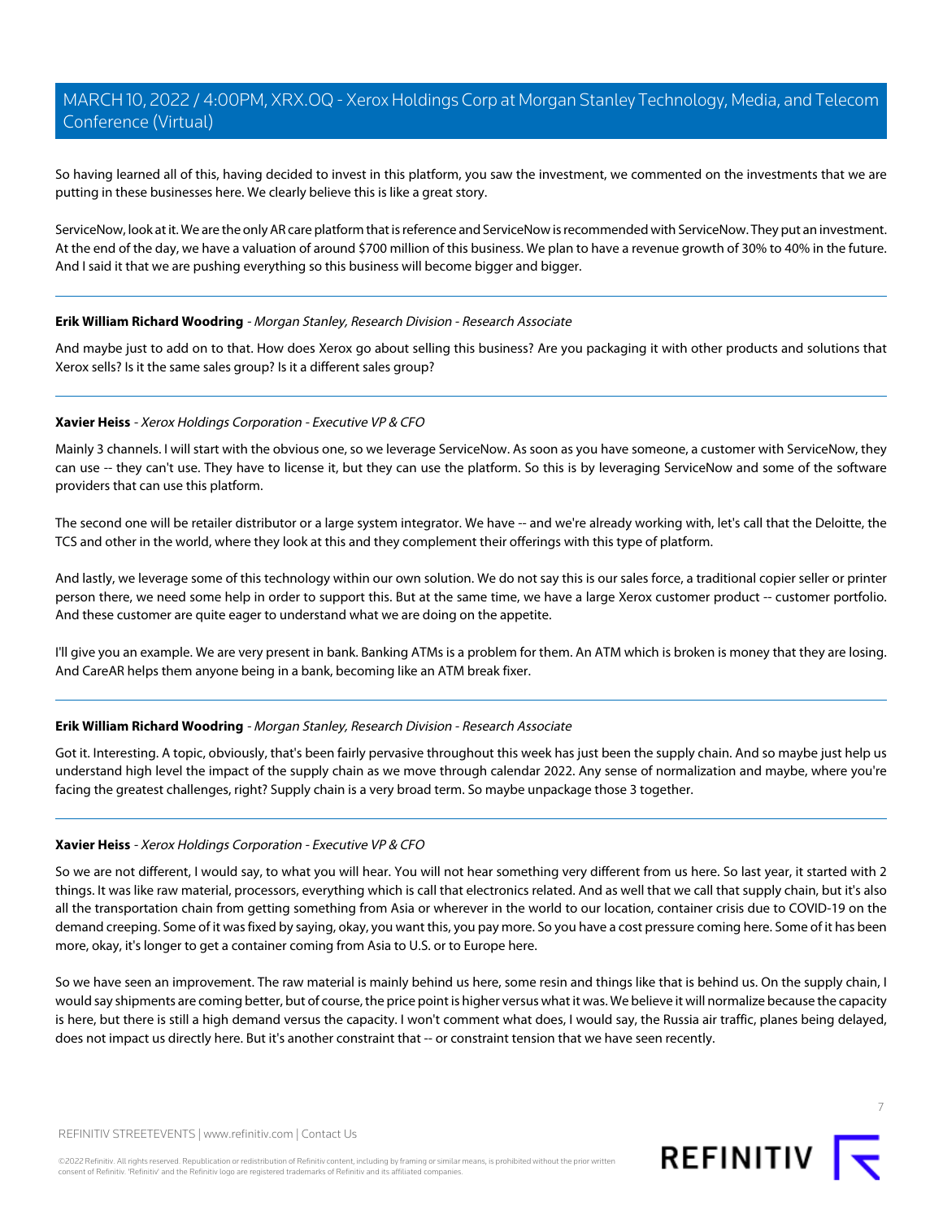So having learned all of this, having decided to invest in this platform, you saw the investment, we commented on the investments that we are putting in these businesses here. We clearly believe this is like a great story.

ServiceNow, look at it. We are the only AR care platform that is reference and ServiceNow is recommended with ServiceNow. They put an investment. At the end of the day, we have a valuation of around $700 million of this business. We plan to have a revenue growth of 30% to 40% in the future. And I said it that we are pushing everything so this business will become bigger and bigger.

---

**Erik William Richard Woodring** - *Morgan Stanley, Research Division - Research Associate*

And maybe just to add on to that. How does Xerox go about selling this business? Are you packaging it with other products and solutions that Xerox sells? Is it the same sales group? Is it a different sales group?

---

**Xavier Heiss** - *Xerox Holdings Corporation - Executive VP & CFO*

Mainly 3 channels. I will start with the obvious one, so we leverage ServiceNow. As soon as you have someone, a customer with ServiceNow, they can use -- they can't use. They have to license it, but they can use the platform. So this is by leveraging ServiceNow and some of the software providers that can use this platform.

The second one will be retailer distributor or a large system integrator. We have -- and we're already working with, let's call that the Deloitte, the TCS and other in the world, where they look at this and they complement their offerings with this type of platform.

And lastly, we leverage some of this technology within our own solution. We do not say this is our sales force, a traditional copier seller or printer person there, we need some help in order to support this. But at the same time, we have a large Xerox customer product -- customer portfolio. And these customer are quite eager to understand what we are doing on the appetite.

I'll give you an example. We are very present in bank. Banking ATMs is a problem for them. An ATM which is broken is money that they are losing. And CareAR helps them anyone being in a bank, becoming like an ATM break fixer.

---

**Erik William Richard Woodring** - *Morgan Stanley, Research Division - Research Associate*

Got it. Interesting. A topic, obviously, that's been fairly pervasive throughout this week has just been the supply chain. And so maybe just help us understand high level the impact of the supply chain as we move through calendar 2022. Any sense of normalization and maybe, where you're facing the greatest challenges, right? Supply chain is a very broad term. So maybe unpackage those 3 together.

---

**Xavier Heiss** - *Xerox Holdings Corporation - Executive VP & CFO*

So we are not different, I would say, to what you will hear. You will not hear something very different from us here. So last year, it started with 2 things. It was like raw material, processors, everything which is call that electronics related. And as well that we call that supply chain, but it's also all the transportation chain from getting something from Asia or wherever in the world to our location, container crisis due to COVID-19 on the demand creeping. Some of it was fixed by saying, okay, you want this, you pay more. So you have a cost pressure coming here. Some of it has been more, okay, it's longer to get a container coming from Asia to U.S. or to Europe here.

So we have seen an improvement. The raw material is mainly behind us here, some resin and things like that is behind us. On the supply chain, I would say shipments are coming better, but of course, the price point is higher versus what it was. We believe it will normalize because the capacity is here, but there is still a high demand versus the capacity. I won't comment what does, I would say, the Russia air traffic, planes being delayed, does not impact us directly here. But it's another constraint that -- or constraint tension that we have seen recently.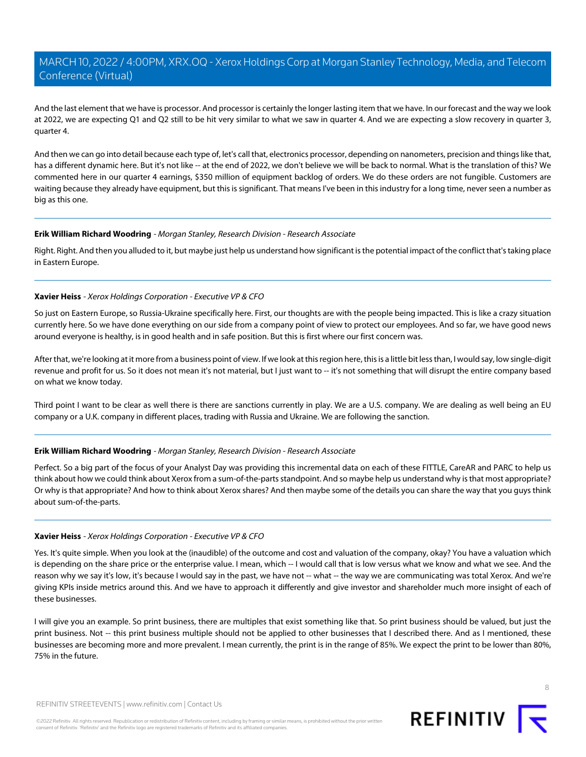And the last element that we have is processor. And processor is certainly the longer lasting item that we have. In our forecast and the way we look at 2022, we are expecting Q1 and Q2 still to be hit very similar to what we saw in quarter 4. And we are expecting a slow recovery in quarter 3, quarter 4.

And then we can go into detail because each type of, let's call that, electronics processor, depending on nanometers, precision and things like that, has a different dynamic here. But it's not like -- at the end of 2022, we don't believe we will be back to normal. What is the translation of this? We commented here in our quarter 4 earnings, $350 million of equipment backlog of orders. We do these orders are not fungible. Customers are waiting because they already have equipment, but this is significant. That means I've been in this industry for a long time, never seen a number as big as this one.

---

**Erik William Richard Woodring** - *Morgan Stanley, Research Division - Research Associate*

Right. Right. And then you alluded to it, but maybe just help us understand how significant is the potential impact of the conflict that's taking place in Eastern Europe.

---

**Xavier Heiss** - *Xerox Holdings Corporation - Executive VP & CFO*

So just on Eastern Europe, so Russia-Ukraine specifically here. First, our thoughts are with the people being impacted. This is like a crazy situation currently here. So we have done everything on our side from a company point of view to protect our employees. And so far, we have good news around everyone is healthy, is in good health and in safe position. But this is first where our first concern was.

After that, we're looking at it more from a business point of view. If we look at this region here, this is a little bit less than, I would say, low single-digit revenue and profit for us. So it does not mean it's not material, but I just want to -- it's not something that will disrupt the entire company based on what we know today.

Third point I want to be clear as well there is there are sanctions currently in play. We are a U.S. company. We are dealing as well being an EU company or a U.K. company in different places, trading with Russia and Ukraine. We are following the sanction.

---

**Erik William Richard Woodring** - *Morgan Stanley, Research Division - Research Associate*

Perfect. So a big part of the focus of your Analyst Day was providing this incremental data on each of these FITTLE, CareAR and PARC to help us think about how we could think about Xerox from a sum-of-the-parts standpoint. And so maybe help us understand why is that most appropriate? Or why is that appropriate? And how to think about Xerox shares? And then maybe some of the details you can share the way that you guys think about sum-of-the-parts.

---

**Xavier Heiss** - *Xerox Holdings Corporation - Executive VP & CFO*

Yes. It's quite simple. When you look at the (inaudible) of the outcome and cost and valuation of the company, okay? You have a valuation which is depending on the share price or the enterprise value. I mean, which -- I would call that is low versus what we know and what we see. And the reason why we say it's low, it's because I would say in the past, we have not -- what -- the way we are communicating was total Xerox. And we're giving KPIs inside metrics around this. And we have to approach it differently and give investor and shareholder much more insight of each of these businesses.

I will give you an example. So print business, there are multiples that exist something like that. So print business should be valued, but just the print business. Not -- this print business multiple should not be applied to other businesses that I described there. And as I mentioned, these businesses are becoming more and more prevalent. I mean currently, the print is in the range of 85%. We expect the print to be lower than 80%, 75% in the future.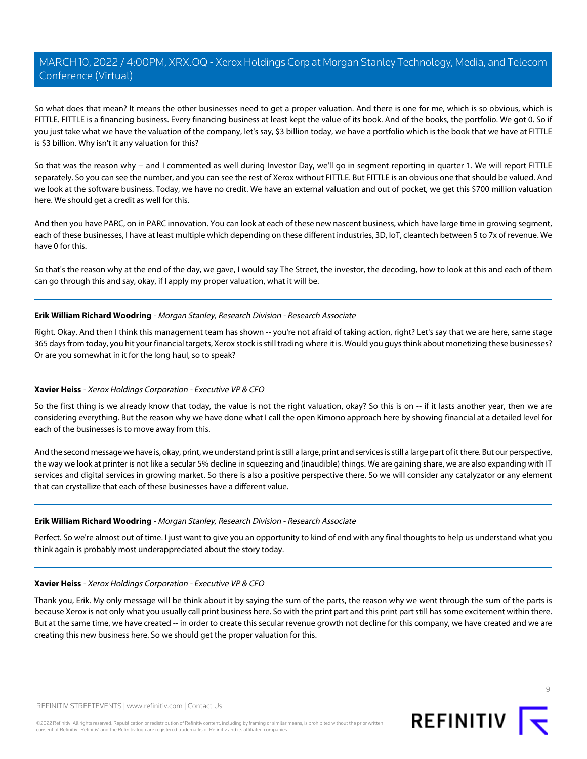So what does that mean? It means the other businesses need to get a proper valuation. And there is one for me, which is so obvious, which is FITTLE. FITTLE is a financing business. Every financing business at least kept the value of its book. And of the books, the portfolio. We got 0. So if you just take what we have the valuation of the company, let's say, $3 billion today, we have a portfolio which is the book that we have at FITTLE is $3 billion. Why isn't it any valuation for this?

So that was the reason why -- and I commented as well during Investor Day, we'll go in segment reporting in quarter 1. We will report FITTLE separately. So you can see the number, and you can see the rest of Xerox without FITTLE. But FITTLE is an obvious one that should be valued. And we look at the software business. Today, we have no credit. We have an external valuation and out of pocket, we get this $700 million valuation here. We should get a credit as well for this.

And then you have PARC, on in PARC innovation. You can look at each of these new nascent business, which have large time in growing segment, each of these businesses, I have at least multiple which depending on these different industries, 3D, IoT, cleantech between 5 to 7x of revenue. We have 0 for this.

So that's the reason why at the end of the day, we gave, I would say The Street, the investor, the decoding, how to look at this and each of them can go through this and say, okay, if I apply my proper valuation, what it will be.

---

**Erik William Richard Woodring** - *Morgan Stanley, Research Division - Research Associate*

Right. Okay. And then I think this management team has shown -- you're not afraid of taking action, right? Let's say that we are here, same stage 365 days from today, you hit your financial targets, Xerox stock is still trading where it is. Would you guys think about monetizing these businesses? Or are you somewhat in it for the long haul, so to speak?

---

**Xavier Heiss** - *Xerox Holdings Corporation - Executive VP & CFO*

So the first thing is we already know that today, the value is not the right valuation, okay? So this is on -- if it lasts another year, then we are considering everything. But the reason why we have done what I call the open Kimono approach here by showing financial at a detailed level for each of the businesses is to move away from this.

And the second message we have is, okay, print, we understand print is still a large, print and services is still a large part of it there. But our perspective, the way we look at printer is not like a secular 5% decline in squeezing and (inaudible) things. We are gaining share, we are also expanding with IT services and digital services in growing market. So there is also a positive perspective there. So we will consider any catalyzator or any element that can crystallize that each of these businesses have a different value.

---

**Erik William Richard Woodring** - *Morgan Stanley, Research Division - Research Associate*

Perfect. So we're almost out of time. I just want to give you an opportunity to kind of end with any final thoughts to help us understand what you think again is probably most underappreciated about the story today.

---

**Xavier Heiss** - *Xerox Holdings Corporation - Executive VP & CFO*

Thank you, Erik. My only message will be think about it by saying the sum of the parts, the reason why we went through the sum of the parts is because Xerox is not only what you usually call print business here. So with the print part and this print part still has some excitement within there. But at the same time, we have created -- in order to create this secular revenue growth not decline for this company, we have created and we are creating this new business here. So we should get the proper valuation for this.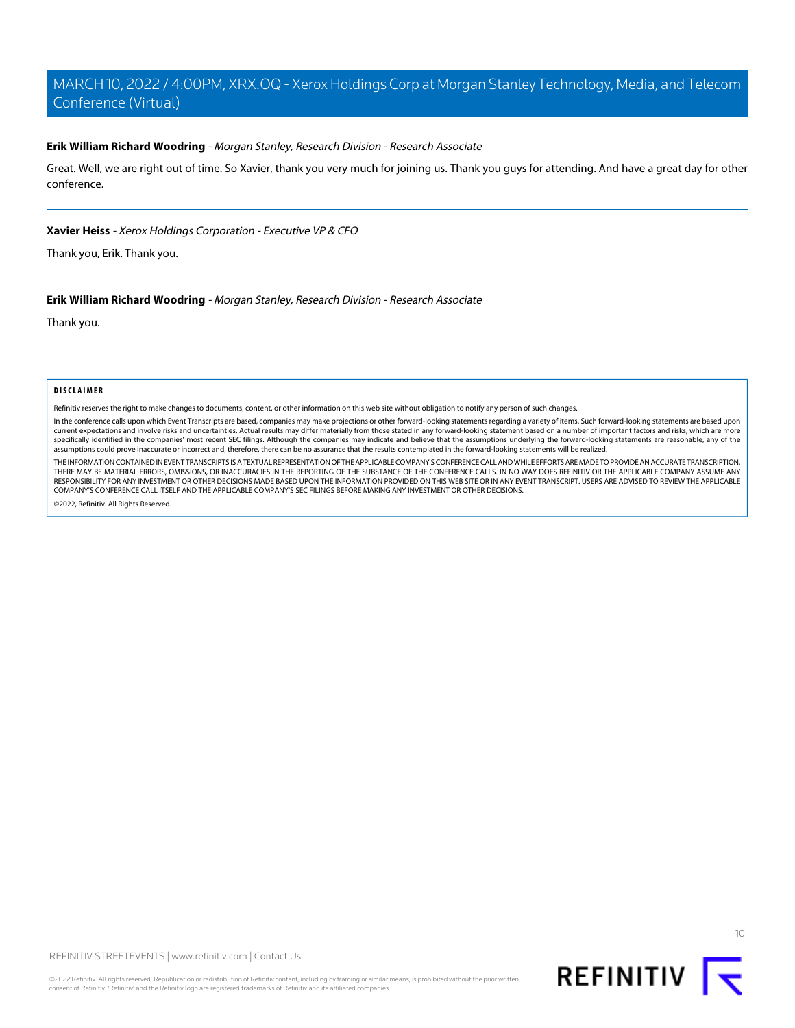**Erik William Richard Woodring** - *Morgan Stanley, Research Division - Research Associate*

Great. Well, we are right out of time. So Xavier, thank you very much for joining us. Thank you guys for attending. And have a great day for other conference.

---

**Xavier Heiss** - *Xerox Holdings Corporation - Executive VP & CFO*

Thank you, Erik. Thank you.

---

**Erik William Richard Woodring** - *Morgan Stanley, Research Division - Research Associate*

Thank you.

---

**DISCLAIMER**

Refinitiv reserves the right to make changes to documents, content, or other information on this web site without obligation to notify any person of such changes.

In the conference calls upon which Event Transcripts are based, companies may make projections or other forward-looking statements regarding a variety of items. Such forward-looking statements are based upon current expectations and involve risks and uncertainties. Actual results may differ materially from those stated in any forward-looking statement based on a number of important factors and risks, which are more specifically identified in the companies' most recent SEC filings. Although the companies may indicate and believe that the assumptions underlying the forward-looking statements are reasonable, any of the assumptions could prove inaccurate or incorrect and, therefore, there can be no assurance that the results contemplated in the forward-looking statements will be realized.

THE INFORMATION CONTAINED IN EVENT TRANSCRIPTS IS A TEXTUAL REPRESENTATION OF THE APPLICABLE COMPANY'S CONFERENCE CALL AND WHILE EFFORTS ARE MADE TO PROVIDE AN ACCURATE TRANSCRIPTION, THERE MAY BE MATERIAL ERRORS, OMISSIONS, OR INACCURACIES IN THE REPORTING OF THE SUBSTANCE OF THE CONFERENCE CALLS. IN NO WAY DOES REFINITIV OR THE APPLICABLE COMPANY ASSUME ANY RESPONSIBILITY FOR ANY INVESTMENT OR OTHER DECISIONS MADE BASED UPON THE INFORMATION PROVIDED ON THIS WEB SITE OR IN ANY EVENT TRANSCRIPT. USERS ARE ADVISED TO REVIEW THE APPLICABLE COMPANY'S CONFERENCE CALL ITSELF AND THE APPLICABLE COMPANY'S SEC FILINGS BEFORE MAKING ANY INVESTMENT OR OTHER DECISIONS.

©2022, Refinitiv. All Rights Reserved.